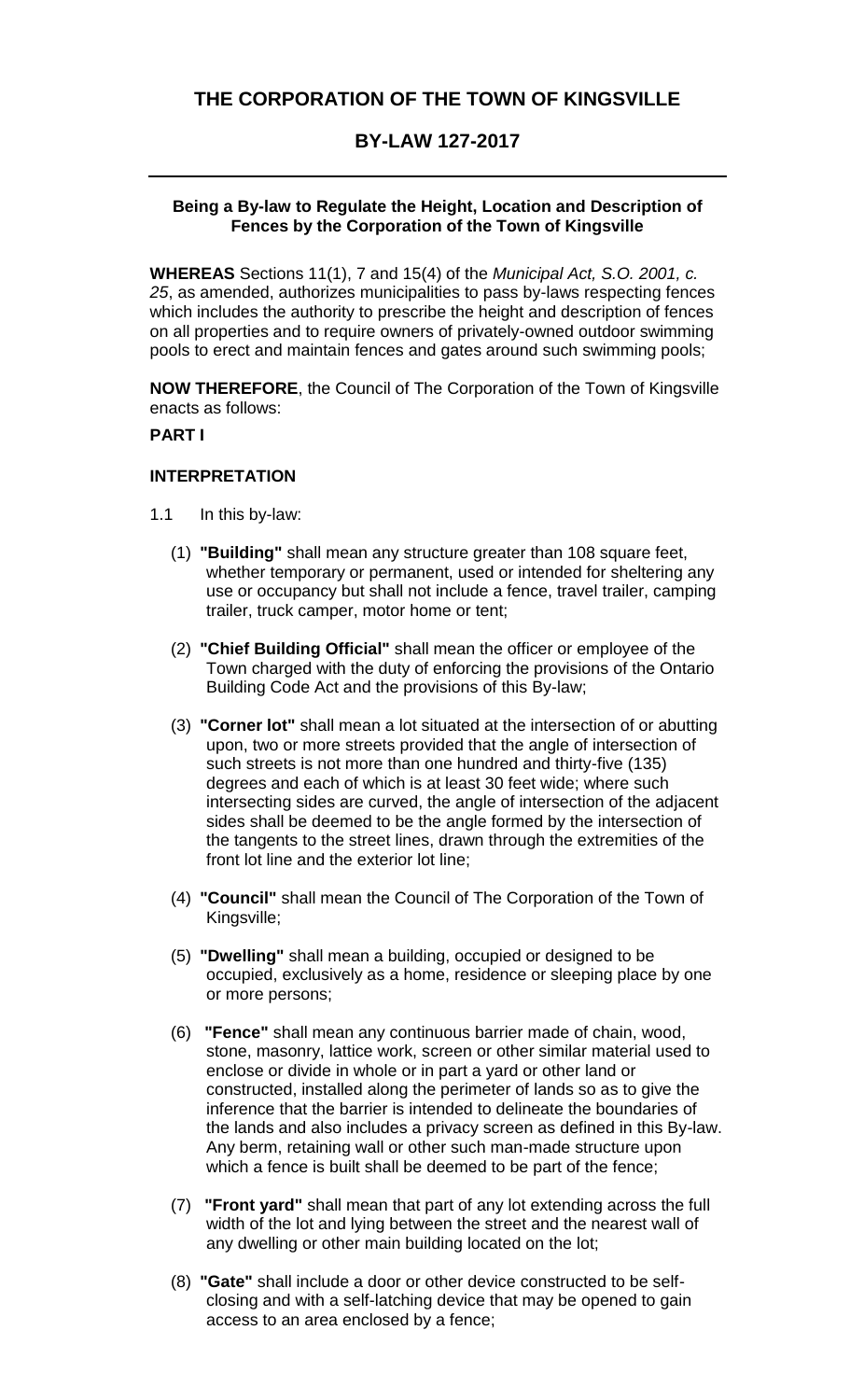# THE CORPORATION OF THE TOWN OF KINGSVILLE

## BY-LAW 127-2017

---

**Being a By-law to Regulate the Height, Location and Description of Fences by the Corporation of the Town of Kingsville**

**WHEREAS** Sections 11(1), 7 and 15(4) of the *Municipal Act, S.O. 2001, c. 25*, as amended, authorizes municipalities to pass by-laws respecting fences which includes the authority to prescribe the height and description of fences on all properties and to require owners of privately-owned outdoor swimming pools to erect and maintain fences and gates around such swimming pools;

**NOW THEREFORE**, the Council of The Corporation of the Town of Kingsville enacts as follows:

**PART I**

**INTERPRETATION**

1.1 In this by-law:

(1) **"Building"** shall mean any structure greater than 108 square feet, whether temporary or permanent, used or intended for sheltering any use or occupancy but shall not include a fence, travel trailer, camping trailer, truck camper, motor home or tent;

(2) **"Chief Building Official"** shall mean the officer or employee of the Town charged with the duty of enforcing the provisions of the Ontario Building Code Act and the provisions of this By-law;

(3) **"Corner lot"** shall mean a lot situated at the intersection of or abutting upon, two or more streets provided that the angle of intersection of such streets is not more than one hundred and thirty-five (135) degrees and each of which is at least 30 feet wide; where such intersecting sides are curved, the angle of intersection of the adjacent sides shall be deemed to be the angle formed by the intersection of the tangents to the street lines, drawn through the extremities of the front lot line and the exterior lot line;

(4) **"Council"** shall mean the Council of The Corporation of the Town of Kingsville;

(5) **"Dwelling"** shall mean a building, occupied or designed to be occupied, exclusively as a home, residence or sleeping place by one or more persons;

(6) **"Fence"** shall mean any continuous barrier made of chain, wood, stone, masonry, lattice work, screen or other similar material used to enclose or divide in whole or in part a yard or other land or constructed, installed along the perimeter of lands so as to give the inference that the barrier is intended to delineate the boundaries of the lands and also includes a privacy screen as defined in this By-law. Any berm, retaining wall or other such man-made structure upon which a fence is built shall be deemed to be part of the fence;

(7) **"Front yard"** shall mean that part of any lot extending across the full width of the lot and lying between the street and the nearest wall of any dwelling or other main building located on the lot;

(8) **"Gate"** shall include a door or other device constructed to be self-closing and with a self-latching device that may be opened to gain access to an area enclosed by a fence;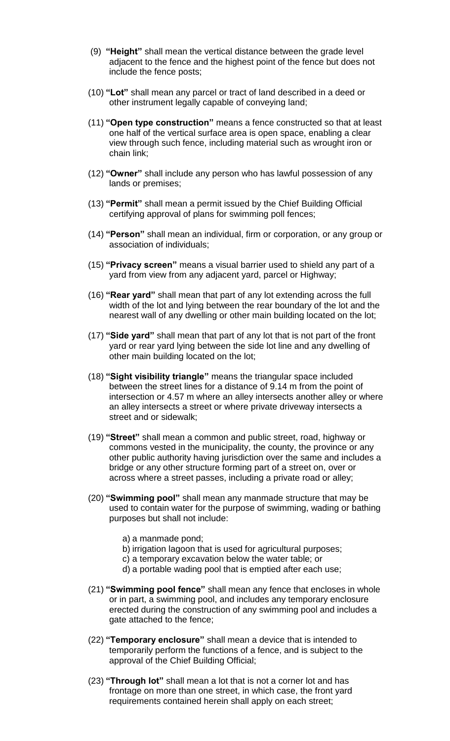(9) **"Height"** shall mean the vertical distance between the grade level adjacent to the fence and the highest point of the fence but does not include the fence posts;

(10) **"Lot"** shall mean any parcel or tract of land described in a deed or other instrument legally capable of conveying land;

(11) **"Open type construction"** means a fence constructed so that at least one half of the vertical surface area is open space, enabling a clear view through such fence, including material such as wrought iron or chain link;

(12) **"Owner"** shall include any person who has lawful possession of any lands or premises;

(13) **"Permit"** shall mean a permit issued by the Chief Building Official certifying approval of plans for swimming poll fences;

(14) **"Person"** shall mean an individual, firm or corporation, or any group or association of individuals;

(15) **"Privacy screen"** means a visual barrier used to shield any part of a yard from view from any adjacent yard, parcel or Highway;

(16) **"Rear yard"** shall mean that part of any lot extending across the full width of the lot and lying between the rear boundary of the lot and the nearest wall of any dwelling or other main building located on the lot;

(17) **"Side yard"** shall mean that part of any lot that is not part of the front yard or rear yard lying between the side lot line and any dwelling of other main building located on the lot;

(18) **"Sight visibility triangle"** means the triangular space included between the street lines for a distance of 9.14 m from the point of intersection or 4.57 m where an alley intersects another alley or where an alley intersects a street or where private driveway intersects a street and or sidewalk;

(19) **"Street"** shall mean a common and public street, road, highway or commons vested in the municipality, the county, the province or any other public authority having jurisdiction over the same and includes a bridge or any other structure forming part of a street on, over or across where a street passes, including a private road or alley;

(20) **"Swimming pool"** shall mean any manmade structure that may be used to contain water for the purpose of swimming, wading or bathing purposes but shall not include:

a) a manmade pond;
b) irrigation lagoon that is used for agricultural purposes;
c) a temporary excavation below the water table; or
d) a portable wading pool that is emptied after each use;

(21) **"Swimming pool fence"** shall mean any fence that encloses in whole or in part, a swimming pool, and includes any temporary enclosure erected during the construction of any swimming pool and includes a gate attached to the fence;

(22) **"Temporary enclosure"** shall mean a device that is intended to temporarily perform the functions of a fence, and is subject to the approval of the Chief Building Official;

(23) **"Through lot"** shall mean a lot that is not a corner lot and has frontage on more than one street, in which case, the front yard requirements contained herein shall apply on each street;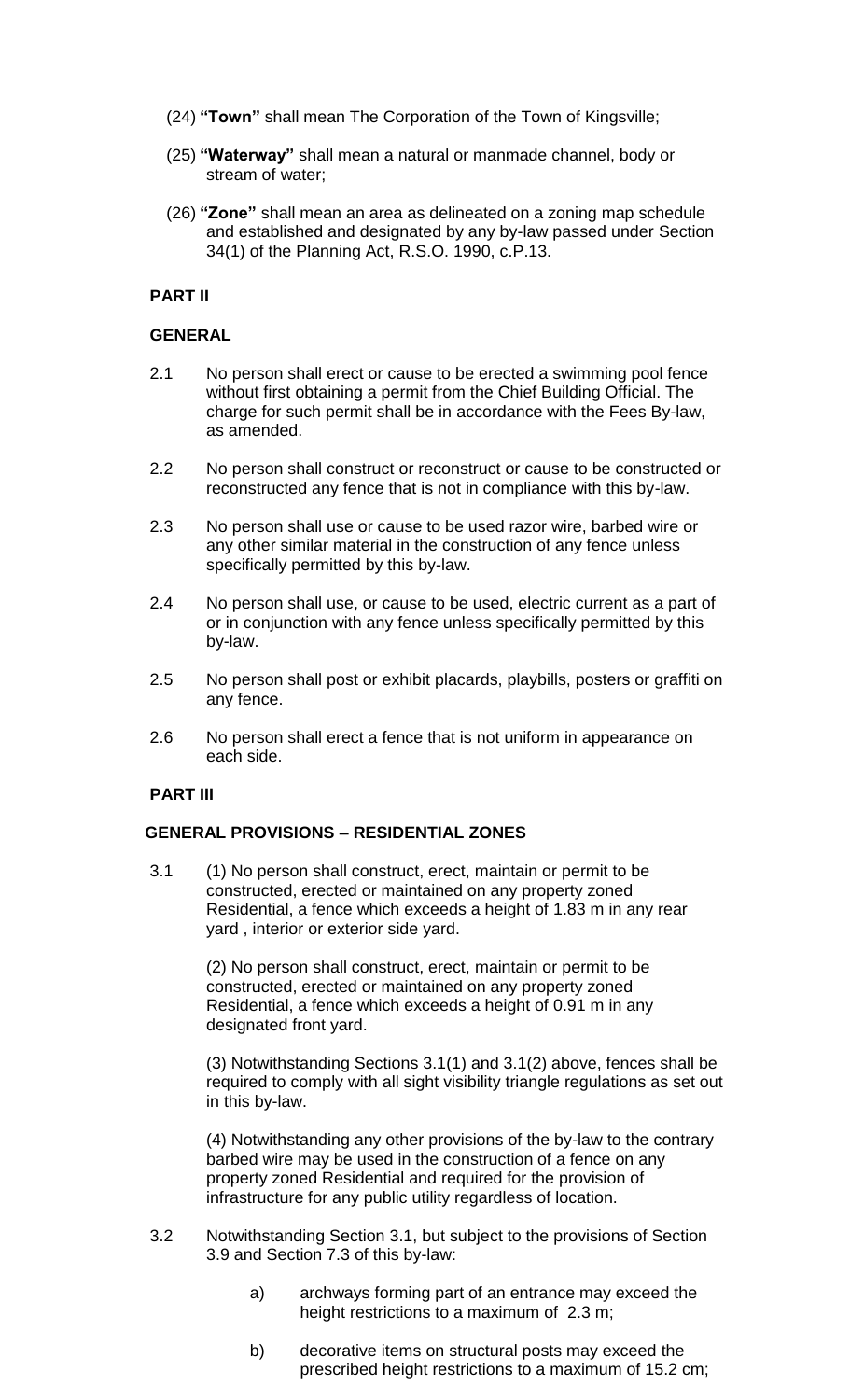(24) **"Town"** shall mean The Corporation of the Town of Kingsville;

(25) **"Waterway"** shall mean a natural or manmade channel, body or stream of water;

(26) **"Zone"** shall mean an area as delineated on a zoning map schedule and established and designated by any by-law passed under Section 34(1) of the Planning Act, R.S.O. 1990, c.P.13.

**PART II**

**GENERAL**

2.1 No person shall erect or cause to be erected a swimming pool fence without first obtaining a permit from the Chief Building Official. The charge for such permit shall be in accordance with the Fees By-law, as amended.

2.2 No person shall construct or reconstruct or cause to be constructed or reconstructed any fence that is not in compliance with this by-law.

2.3 No person shall use or cause to be used razor wire, barbed wire or any other similar material in the construction of any fence unless specifically permitted by this by-law.

2.4 No person shall use, or cause to be used, electric current as a part of or in conjunction with any fence unless specifically permitted by this by-law.

2.5 No person shall post or exhibit placards, playbills, posters or graffiti on any fence.

2.6 No person shall erect a fence that is not uniform in appearance on each side.

**PART III**

**GENERAL PROVISIONS – RESIDENTIAL ZONES**

3.1 (1) No person shall construct, erect, maintain or permit to be constructed, erected or maintained on any property zoned Residential, a fence which exceeds a height of 1.83 m in any rear yard , interior or exterior side yard.

(2) No person shall construct, erect, maintain or permit to be constructed, erected or maintained on any property zoned Residential, a fence which exceeds a height of 0.91 m in any designated front yard.

(3) Notwithstanding Sections 3.1(1) and 3.1(2) above, fences shall be required to comply with all sight visibility triangle regulations as set out in this by-law.

(4) Notwithstanding any other provisions of the by-law to the contrary barbed wire may be used in the construction of a fence on any property zoned Residential and required for the provision of infrastructure for any public utility regardless of location.

3.2 Notwithstanding Section 3.1, but subject to the provisions of Section 3.9 and Section 7.3 of this by-law:

a) archways forming part of an entrance may exceed the height restrictions to a maximum of 2.3 m;

b) decorative items on structural posts may exceed the prescribed height restrictions to a maximum of 15.2 cm;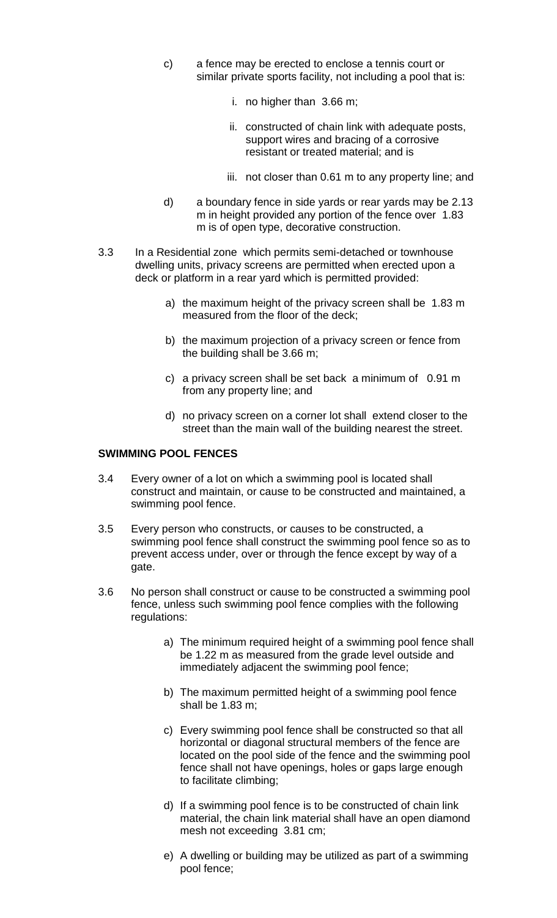c) a fence may be erected to enclose a tennis court or similar private sports facility, not including a pool that is:

   i. no higher than 3.66 m;

   ii. constructed of chain link with adequate posts, support wires and bracing of a corrosive resistant or treated material; and is

   iii. not closer than 0.61 m to any property line; and

d) a boundary fence in side yards or rear yards may be 2.13 m in height provided any portion of the fence over 1.83 m is of open type, decorative construction.

3.3 In a Residential zone which permits semi-detached or townhouse dwelling units, privacy screens are permitted when erected upon a deck or platform in a rear yard which is permitted provided:

   a) the maximum height of the privacy screen shall be 1.83 m measured from the floor of the deck;

   b) the maximum projection of a privacy screen or fence from the building shall be 3.66 m;

   c) a privacy screen shall be set back a minimum of 0.91 m from any property line; and

   d) no privacy screen on a corner lot shall extend closer to the street than the main wall of the building nearest the street.

**SWIMMING POOL FENCES**

3.4 Every owner of a lot on which a swimming pool is located shall construct and maintain, or cause to be constructed and maintained, a swimming pool fence.

3.5 Every person who constructs, or causes to be constructed, a swimming pool fence shall construct the swimming pool fence so as to prevent access under, over or through the fence except by way of a gate.

3.6 No person shall construct or cause to be constructed a swimming pool fence, unless such swimming pool fence complies with the following regulations:

   a) The minimum required height of a swimming pool fence shall be 1.22 m as measured from the grade level outside and immediately adjacent the swimming pool fence;

   b) The maximum permitted height of a swimming pool fence shall be 1.83 m;

   c) Every swimming pool fence shall be constructed so that all horizontal or diagonal structural members of the fence are located on the pool side of the fence and the swimming pool fence shall not have openings, holes or gaps large enough to facilitate climbing;

   d) If a swimming pool fence is to be constructed of chain link material, the chain link material shall have an open diamond mesh not exceeding 3.81 cm;

   e) A dwelling or building may be utilized as part of a swimming pool fence;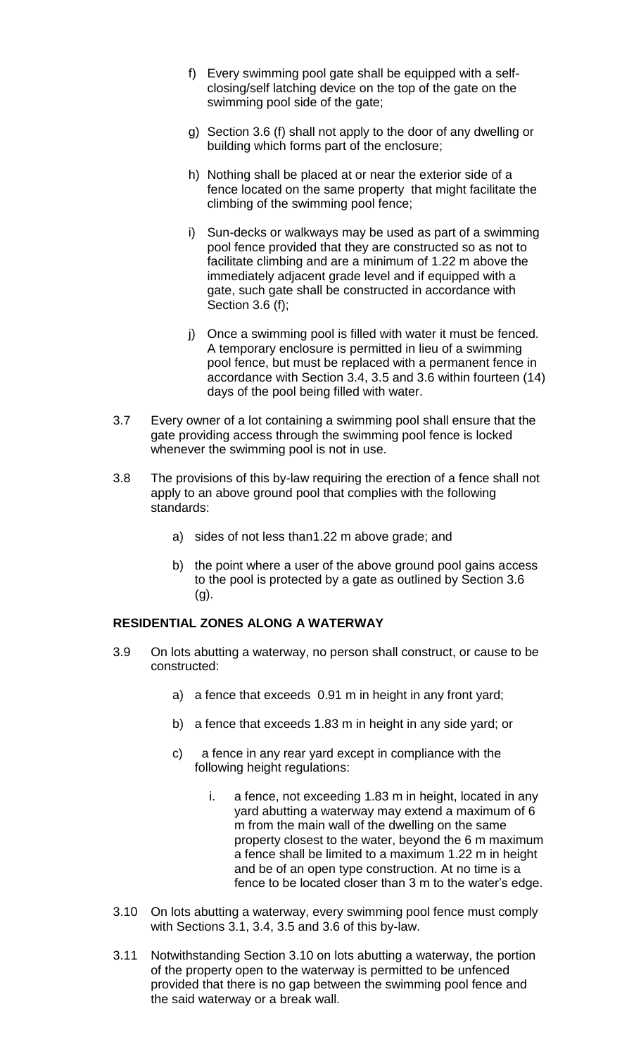f) Every swimming pool gate shall be equipped with a self-closing/self latching device on the top of the gate on the swimming pool side of the gate;

g) Section 3.6 (f) shall not apply to the door of any dwelling or building which forms part of the enclosure;

h) Nothing shall be placed at or near the exterior side of a fence located on the same property that might facilitate the climbing of the swimming pool fence;

i) Sun-decks or walkways may be used as part of a swimming pool fence provided that they are constructed so as not to facilitate climbing and are a minimum of 1.22 m above the immediately adjacent grade level and if equipped with a gate, such gate shall be constructed in accordance with Section 3.6 (f);

j) Once a swimming pool is filled with water it must be fenced. A temporary enclosure is permitted in lieu of a swimming pool fence, but must be replaced with a permanent fence in accordance with Section 3.4, 3.5 and 3.6 within fourteen (14) days of the pool being filled with water.

3.7 Every owner of a lot containing a swimming pool shall ensure that the gate providing access through the swimming pool fence is locked whenever the swimming pool is not in use.

3.8 The provisions of this by-law requiring the erection of a fence shall not apply to an above ground pool that complies with the following standards:

a) sides of not less than1.22 m above grade; and

b) the point where a user of the above ground pool gains access to the pool is protected by a gate as outlined by Section 3.6 (g).

**RESIDENTIAL ZONES ALONG A WATERWAY**

3.9 On lots abutting a waterway, no person shall construct, or cause to be constructed:

a) a fence that exceeds 0.91 m in height in any front yard;

b) a fence that exceeds 1.83 m in height in any side yard; or

c) a fence in any rear yard except in compliance with the following height regulations:

i. a fence, not exceeding 1.83 m in height, located in any yard abutting a waterway may extend a maximum of 6 m from the main wall of the dwelling on the same property closest to the water, beyond the 6 m maximum a fence shall be limited to a maximum 1.22 m in height and be of an open type construction. At no time is a fence to be located closer than 3 m to the water's edge.

3.10 On lots abutting a waterway, every swimming pool fence must comply with Sections 3.1, 3.4, 3.5 and 3.6 of this by-law.

3.11 Notwithstanding Section 3.10 on lots abutting a waterway, the portion of the property open to the waterway is permitted to be unfenced provided that there is no gap between the swimming pool fence and the said waterway or a break wall.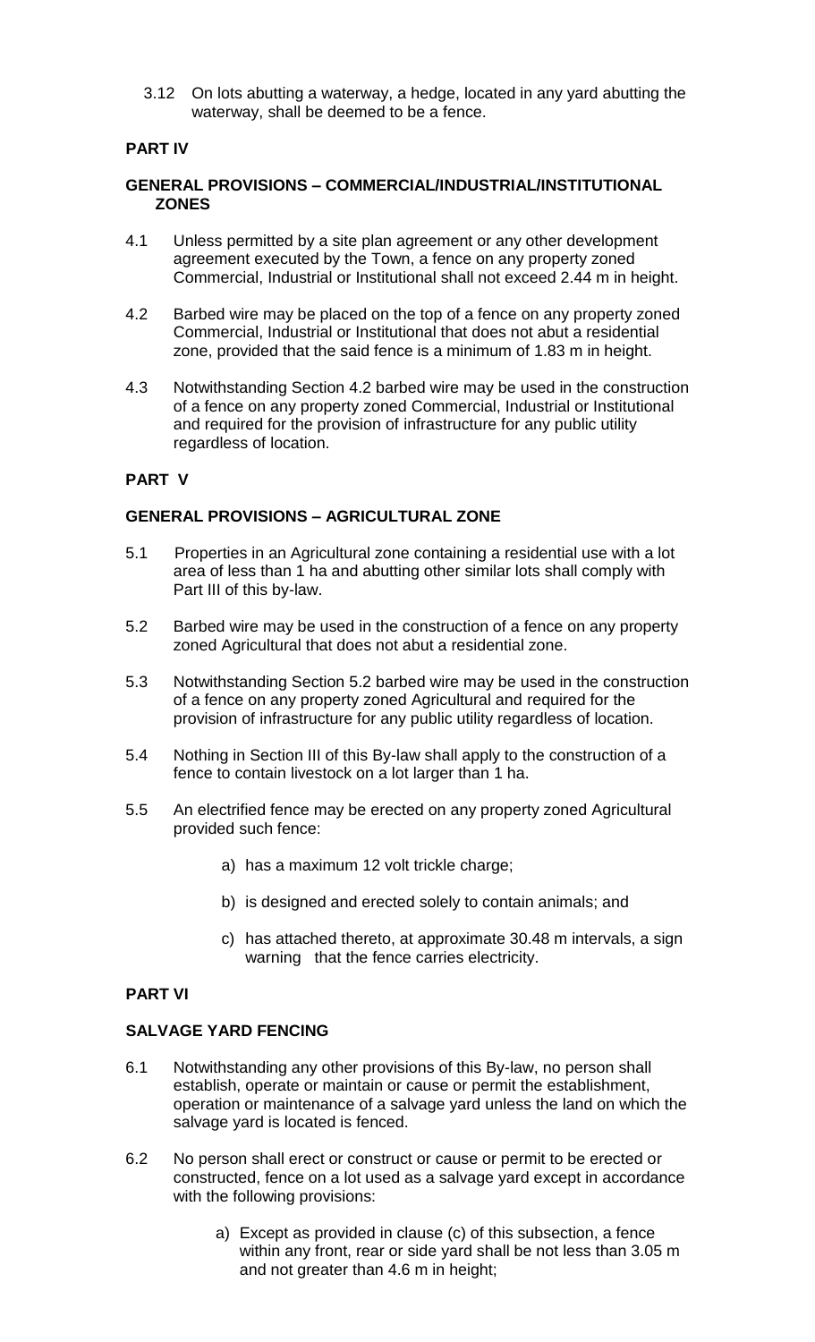3.12 On lots abutting a waterway, a hedge, located in any yard abutting the waterway, shall be deemed to be a fence.

## PART IV

### GENERAL PROVISIONS – COMMERCIAL/INDUSTRIAL/INSTITUTIONAL ZONES

4.1 Unless permitted by a site plan agreement or any other development agreement executed by the Town, a fence on any property zoned Commercial, Industrial or Institutional shall not exceed 2.44 m in height.

4.2 Barbed wire may be placed on the top of a fence on any property zoned Commercial, Industrial or Institutional that does not abut a residential zone, provided that the said fence is a minimum of 1.83 m in height.

4.3 Notwithstanding Section 4.2 barbed wire may be used in the construction of a fence on any property zoned Commercial, Industrial or Institutional and required for the provision of infrastructure for any public utility regardless of location.

## PART V

### GENERAL PROVISIONS – AGRICULTURAL ZONE

5.1 Properties in an Agricultural zone containing a residential use with a lot area of less than 1 ha and abutting other similar lots shall comply with Part III of this by-law.

5.2 Barbed wire may be used in the construction of a fence on any property zoned Agricultural that does not abut a residential zone.

5.3 Notwithstanding Section 5.2 barbed wire may be used in the construction of a fence on any property zoned Agricultural and required for the provision of infrastructure for any public utility regardless of location.

5.4 Nothing in Section III of this By-law shall apply to the construction of a fence to contain livestock on a lot larger than 1 ha.

5.5 An electrified fence may be erected on any property zoned Agricultural provided such fence:

a) has a maximum 12 volt trickle charge;

b) is designed and erected solely to contain animals; and

c) has attached thereto, at approximate 30.48 m intervals, a sign warning that the fence carries electricity.

## PART VI

### SALVAGE YARD FENCING

6.1 Notwithstanding any other provisions of this By-law, no person shall establish, operate or maintain or cause or permit the establishment, operation or maintenance of a salvage yard unless the land on which the salvage yard is located is fenced.

6.2 No person shall erect or construct or cause or permit to be erected or constructed, fence on a lot used as a salvage yard except in accordance with the following provisions:

a) Except as provided in clause (c) of this subsection, a fence within any front, rear or side yard shall be not less than 3.05 m and not greater than 4.6 m in height;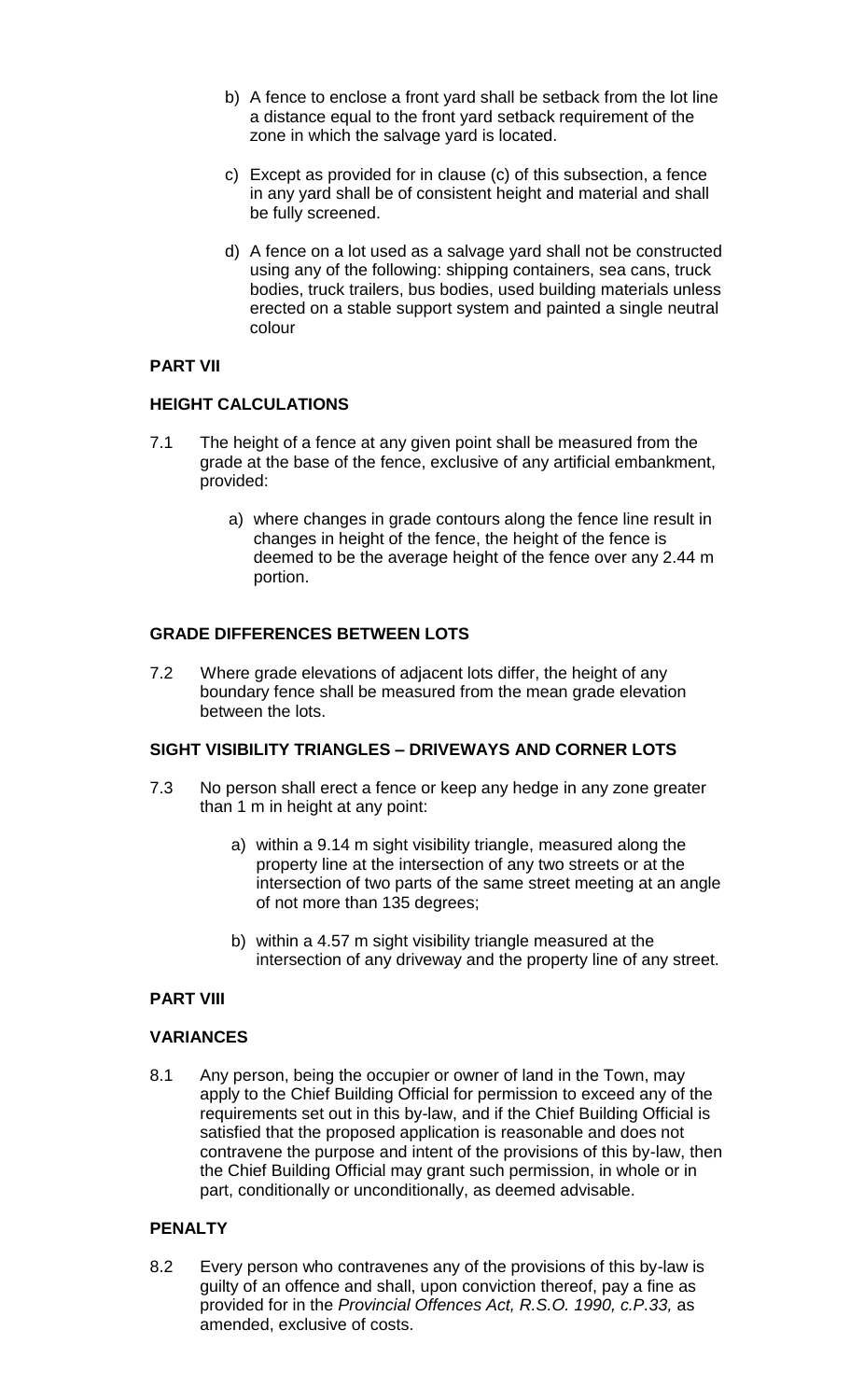b) A fence to enclose a front yard shall be setback from the lot line a distance equal to the front yard setback requirement of the zone in which the salvage yard is located.

c) Except as provided for in clause (c) of this subsection, a fence in any yard shall be of consistent height and material and shall be fully screened.

d) A fence on a lot used as a salvage yard shall not be constructed using any of the following: shipping containers, sea cans, truck bodies, truck trailers, bus bodies, used building materials unless erected on a stable support system and painted a single neutral colour

## PART VII

### HEIGHT CALCULATIONS

7.1 The height of a fence at any given point shall be measured from the grade at the base of the fence, exclusive of any artificial embankment, provided:

a) where changes in grade contours along the fence line result in changes in height of the fence, the height of the fence is deemed to be the average height of the fence over any 2.44 m portion.

### GRADE DIFFERENCES BETWEEN LOTS

7.2 Where grade elevations of adjacent lots differ, the height of any boundary fence shall be measured from the mean grade elevation between the lots.

### SIGHT VISIBILITY TRIANGLES – DRIVEWAYS AND CORNER LOTS

7.3 No person shall erect a fence or keep any hedge in any zone greater than 1 m in height at any point:

a) within a 9.14 m sight visibility triangle, measured along the property line at the intersection of any two streets or at the intersection of two parts of the same street meeting at an angle of not more than 135 degrees;

b) within a 4.57 m sight visibility triangle measured at the intersection of any driveway and the property line of any street.

## PART VIII

### VARIANCES

8.1 Any person, being the occupier or owner of land in the Town, may apply to the Chief Building Official for permission to exceed any of the requirements set out in this by-law, and if the Chief Building Official is satisfied that the proposed application is reasonable and does not contravene the purpose and intent of the provisions of this by-law, then the Chief Building Official may grant such permission, in whole or in part, conditionally or unconditionally, as deemed advisable.

### PENALTY

8.2 Every person who contravenes any of the provisions of this by-law is guilty of an offence and shall, upon conviction thereof, pay a fine as provided for in the *Provincial Offences Act, R.S.O. 1990, c.P.33,* as amended, exclusive of costs.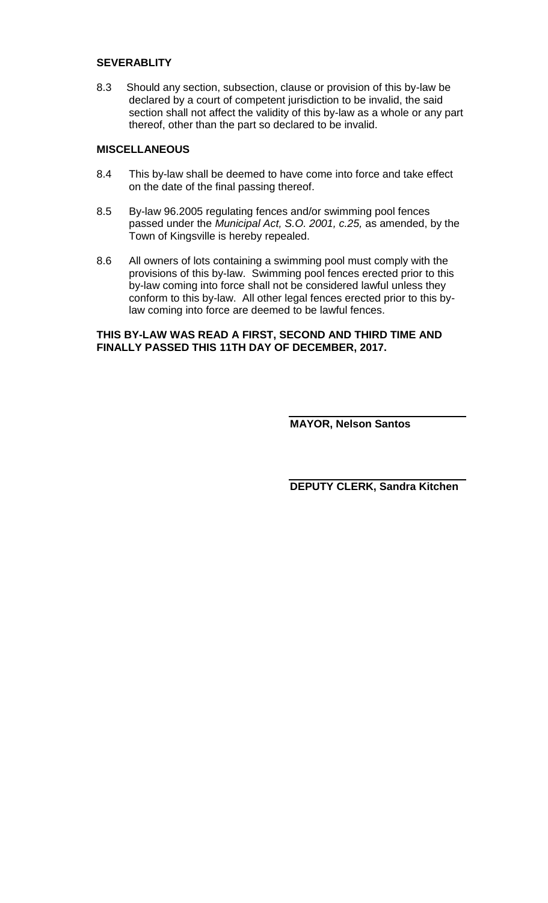**SEVERABLITY**

8.3 Should any section, subsection, clause or provision of this by-law be declared by a court of competent jurisdiction to be invalid, the said section shall not affect the validity of this by-law as a whole or any part thereof, other than the part so declared to be invalid.

**MISCELLANEOUS**

8.4 This by-law shall be deemed to have come into force and take effect on the date of the final passing thereof.

8.5 By-law 96.2005 regulating fences and/or swimming pool fences passed under the *Municipal Act, S.O. 2001, c.25,* as amended, by the Town of Kingsville is hereby repealed.

8.6 All owners of lots containing a swimming pool must comply with the provisions of this by-law. Swimming pool fences erected prior to this by-law coming into force shall not be considered lawful unless they conform to this by-law. All other legal fences erected prior to this by-law coming into force are deemed to be lawful fences.

**THIS BY-LAW WAS READ A FIRST, SECOND AND THIRD TIME AND FINALLY PASSED THIS 11TH DAY OF DECEMBER, 2017.**

**MAYOR, Nelson Santos**

**DEPUTY CLERK, Sandra Kitchen**